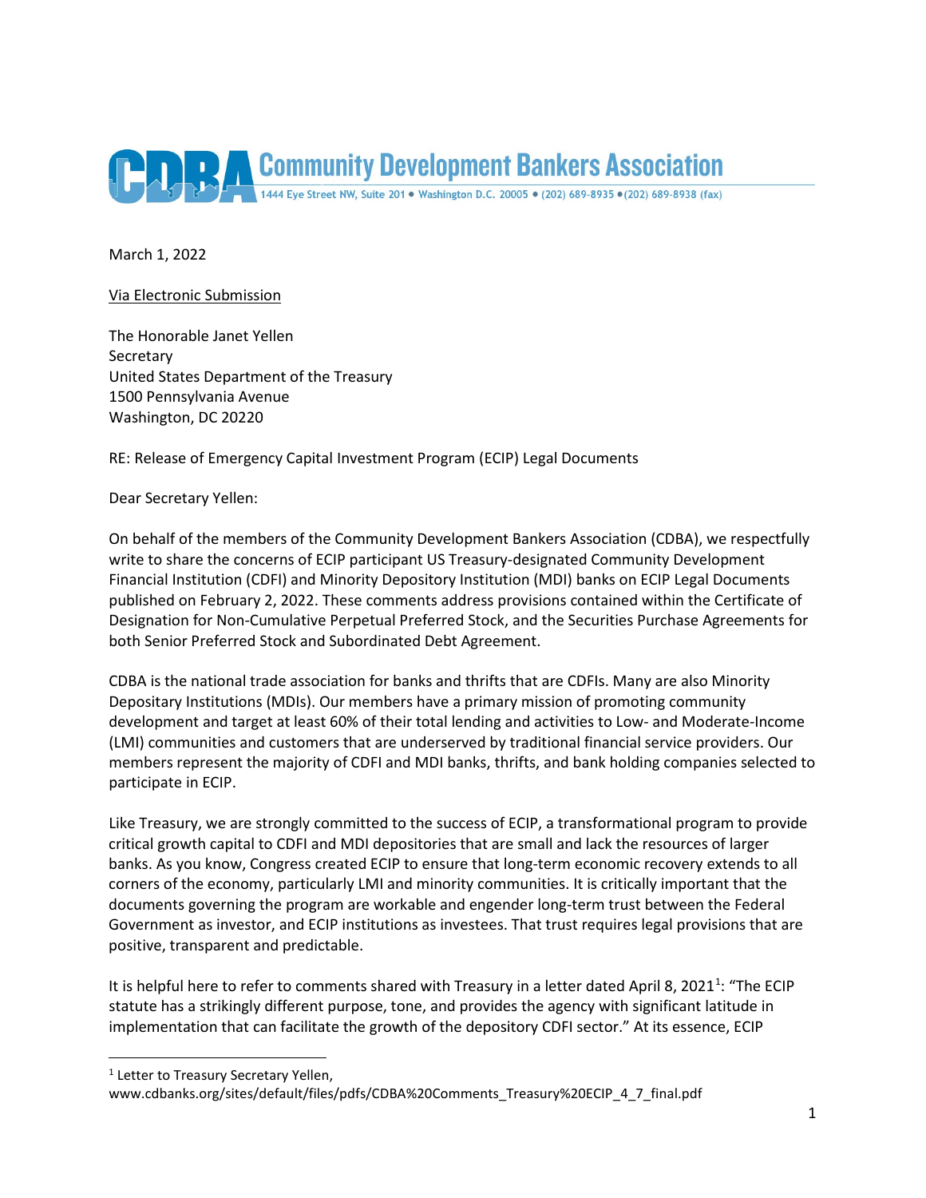**Community Development Bankers Association**

1444 Eye Street NW, Suite 201 • Washington D.C. 20005 • (202) 689-8935 • (202) 689-8938 (fax)

March 1, 2022

Via Electronic Submission

The Honorable Janet Yellen
Secretary
United States Department of the Treasury
1500 Pennsylvania Avenue
Washington, DC 20220

RE: Release of Emergency Capital Investment Program (ECIP) Legal Documents

Dear Secretary Yellen:

On behalf of the members of the Community Development Bankers Association (CDBA), we respectfully write to share the concerns of ECIP participant US Treasury-designated Community Development Financial Institution (CDFI) and Minority Depository Institution (MDI) banks on ECIP Legal Documents published on February 2, 2022. These comments address provisions contained within the Certificate of Designation for Non-Cumulative Perpetual Preferred Stock, and the Securities Purchase Agreements for both Senior Preferred Stock and Subordinated Debt Agreement.

CDBA is the national trade association for banks and thrifts that are CDFIs. Many are also Minority Depositary Institutions (MDIs). Our members have a primary mission of promoting community development and target at least 60% of their total lending and activities to Low- and Moderate-Income (LMI) communities and customers that are underserved by traditional financial service providers. Our members represent the majority of CDFI and MDI banks, thrifts, and bank holding companies selected to participate in ECIP.

Like Treasury, we are strongly committed to the success of ECIP, a transformational program to provide critical growth capital to CDFI and MDI depositories that are small and lack the resources of larger banks. As you know, Congress created ECIP to ensure that long-term economic recovery extends to all corners of the economy, particularly LMI and minority communities. It is critically important that the documents governing the program are workable and engender long-term trust between the Federal Government as investor, and ECIP institutions as investees. That trust requires legal provisions that are positive, transparent and predictable.

It is helpful here to refer to comments shared with Treasury in a letter dated April 8, 2021[1]: "The ECIP statute has a strikingly different purpose, tone, and provides the agency with significant latitude in implementation that can facilitate the growth of the depository CDFI sector." At its essence, ECIP

---

[1] Letter to Treasury Secretary Yellen, www.cdbanks.org/sites/default/files/pdfs/CDBA%20Comments_Treasury%20ECIP_4_7_final.pdf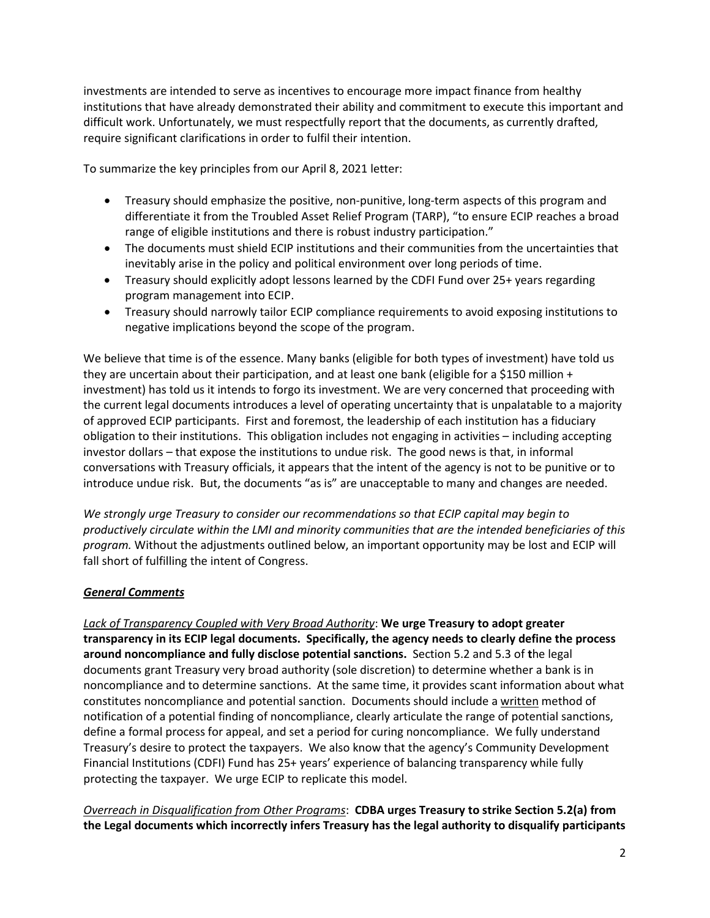investments are intended to serve as incentives to encourage more impact finance from healthy institutions that have already demonstrated their ability and commitment to execute this important and difficult work. Unfortunately, we must respectfully report that the documents, as currently drafted, require significant clarifications in order to fulfil their intention.

To summarize the key principles from our April 8, 2021 letter:

- Treasury should emphasize the positive, non-punitive, long-term aspects of this program and differentiate it from the Troubled Asset Relief Program (TARP), "to ensure ECIP reaches a broad range of eligible institutions and there is robust industry participation."
- The documents must shield ECIP institutions and their communities from the uncertainties that inevitably arise in the policy and political environment over long periods of time.
- Treasury should explicitly adopt lessons learned by the CDFI Fund over 25+ years regarding program management into ECIP.
- Treasury should narrowly tailor ECIP compliance requirements to avoid exposing institutions to negative implications beyond the scope of the program.

We believe that time is of the essence. Many banks (eligible for both types of investment) have told us they are uncertain about their participation, and at least one bank (eligible for a $150 million + investment) has told us it intends to forgo its investment. We are very concerned that proceeding with the current legal documents introduces a level of operating uncertainty that is unpalatable to a majority of approved ECIP participants. First and foremost, the leadership of each institution has a fiduciary obligation to their institutions. This obligation includes not engaging in activities – including accepting investor dollars – that expose the institutions to undue risk. The good news is that, in informal conversations with Treasury officials, it appears that the intent of the agency is not to be punitive or to introduce undue risk. But, the documents "as is" are unacceptable to many and changes are needed.

*We strongly urge Treasury to consider our recommendations so that ECIP capital may begin to productively circulate within the LMI and minority communities that are the intended beneficiaries of this program.* Without the adjustments outlined below, an important opportunity may be lost and ECIP will fall short of fulfilling the intent of Congress.

### ***General Comments***

*Lack of Transparency Coupled with Very Broad Authority*: **We urge Treasury to adopt greater transparency in its ECIP legal documents. Specifically, the agency needs to clearly define the process around noncompliance and fully disclose potential sanctions.** Section 5.2 and 5.3 of **t**he legal documents grant Treasury very broad authority (sole discretion) to determine whether a bank is in noncompliance and to determine sanctions. At the same time, it provides scant information about what constitutes noncompliance and potential sanction. Documents should include a written method of notification of a potential finding of noncompliance, clearly articulate the range of potential sanctions, define a formal process for appeal, and set a period for curing noncompliance. We fully understand Treasury's desire to protect the taxpayers. We also know that the agency's Community Development Financial Institutions (CDFI) Fund has 25+ years' experience of balancing transparency while fully protecting the taxpayer. We urge ECIP to replicate this model.

*Overreach in Disqualification from Other Programs*: **CDBA urges Treasury to strike Section 5.2(a) from the Legal documents which incorrectly infers Treasury has the legal authority to disqualify participants**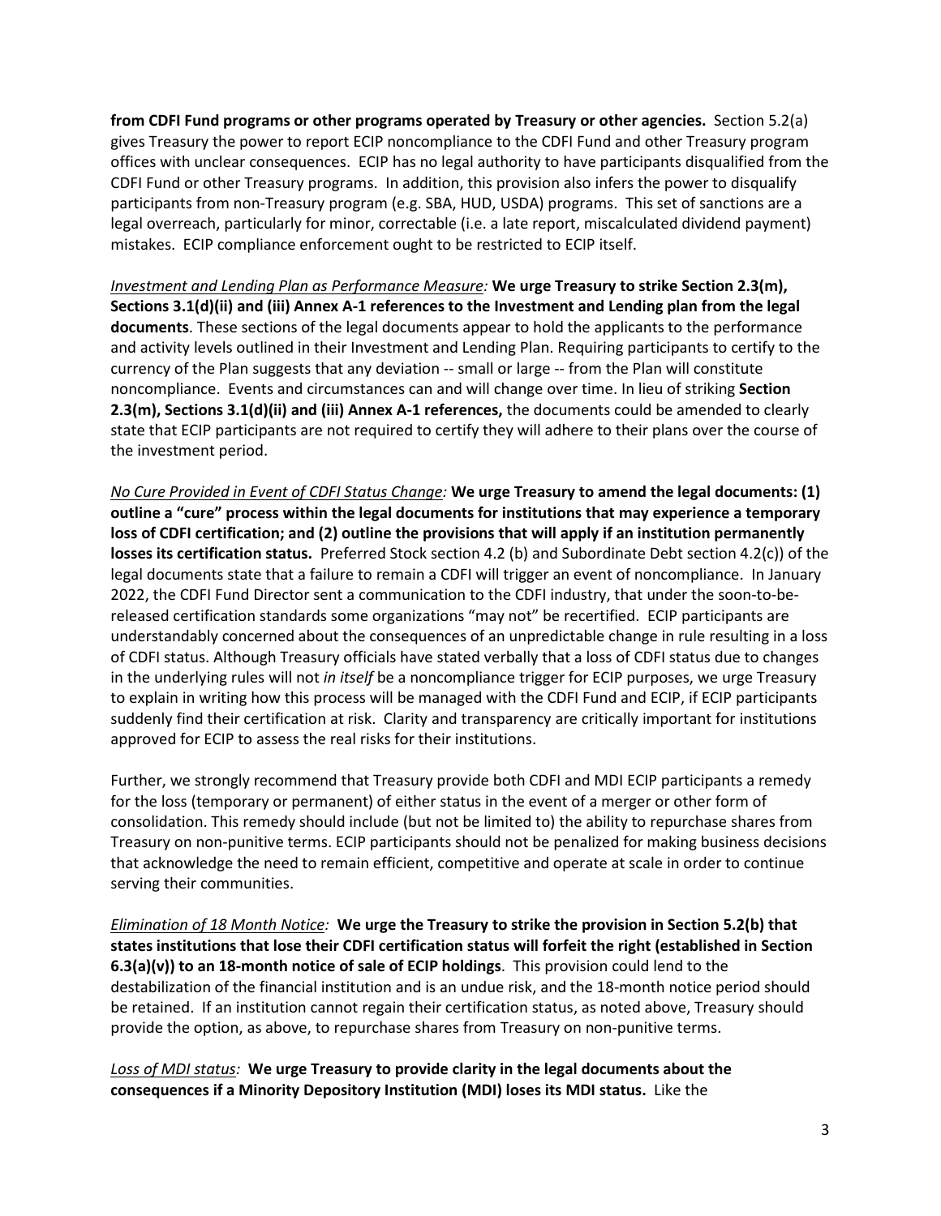**from CDFI Fund programs or other programs operated by Treasury or other agencies.** Section 5.2(a) gives Treasury the power to report ECIP noncompliance to the CDFI Fund and other Treasury program offices with unclear consequences. ECIP has no legal authority to have participants disqualified from the CDFI Fund or other Treasury programs. In addition, this provision also infers the power to disqualify participants from non-Treasury program (e.g. SBA, HUD, USDA) programs. This set of sanctions are a legal overreach, particularly for minor, correctable (i.e. a late report, miscalculated dividend payment) mistakes. ECIP compliance enforcement ought to be restricted to ECIP itself.

*Investment and Lending Plan as Performance Measure:* **We urge Treasury to strike Section 2.3(m), Sections 3.1(d)(ii) and (iii) Annex A-1 references to the Investment and Lending plan from the legal documents**. These sections of the legal documents appear to hold the applicants to the performance and activity levels outlined in their Investment and Lending Plan. Requiring participants to certify to the currency of the Plan suggests that any deviation -- small or large -- from the Plan will constitute noncompliance. Events and circumstances can and will change over time. In lieu of striking **Section 2.3(m), Sections 3.1(d)(ii) and (iii) Annex A-1 references,** the documents could be amended to clearly state that ECIP participants are not required to certify they will adhere to their plans over the course of the investment period.

*No Cure Provided in Event of CDFI Status Change:* **We urge Treasury to amend the legal documents: (1) outline a "cure" process within the legal documents for institutions that may experience a temporary loss of CDFI certification; and (2) outline the provisions that will apply if an institution permanently losses its certification status.** Preferred Stock section 4.2 (b) and Subordinate Debt section 4.2(c)) of the legal documents state that a failure to remain a CDFI will trigger an event of noncompliance. In January 2022, the CDFI Fund Director sent a communication to the CDFI industry, that under the soon-to-be-released certification standards some organizations "may not" be recertified. ECIP participants are understandably concerned about the consequences of an unpredictable change in rule resulting in a loss of CDFI status. Although Treasury officials have stated verbally that a loss of CDFI status due to changes in the underlying rules will not *in itself* be a noncompliance trigger for ECIP purposes, we urge Treasury to explain in writing how this process will be managed with the CDFI Fund and ECIP, if ECIP participants suddenly find their certification at risk. Clarity and transparency are critically important for institutions approved for ECIP to assess the real risks for their institutions.

Further, we strongly recommend that Treasury provide both CDFI and MDI ECIP participants a remedy for the loss (temporary or permanent) of either status in the event of a merger or other form of consolidation. This remedy should include (but not be limited to) the ability to repurchase shares from Treasury on non-punitive terms. ECIP participants should not be penalized for making business decisions that acknowledge the need to remain efficient, competitive and operate at scale in order to continue serving their communities.

*Elimination of 18 Month Notice:* **We urge the Treasury to strike the provision in Section 5.2(b) that states institutions that lose their CDFI certification status will forfeit the right (established in Section 6.3(a)(v)) to an 18-month notice of sale of ECIP holdings**. This provision could lend to the destabilization of the financial institution and is an undue risk, and the 18-month notice period should be retained. If an institution cannot regain their certification status, as noted above, Treasury should provide the option, as above, to repurchase shares from Treasury on non-punitive terms.

*Loss of MDI status:* **We urge Treasury to provide clarity in the legal documents about the consequences if a Minority Depository Institution (MDI) loses its MDI status.** Like the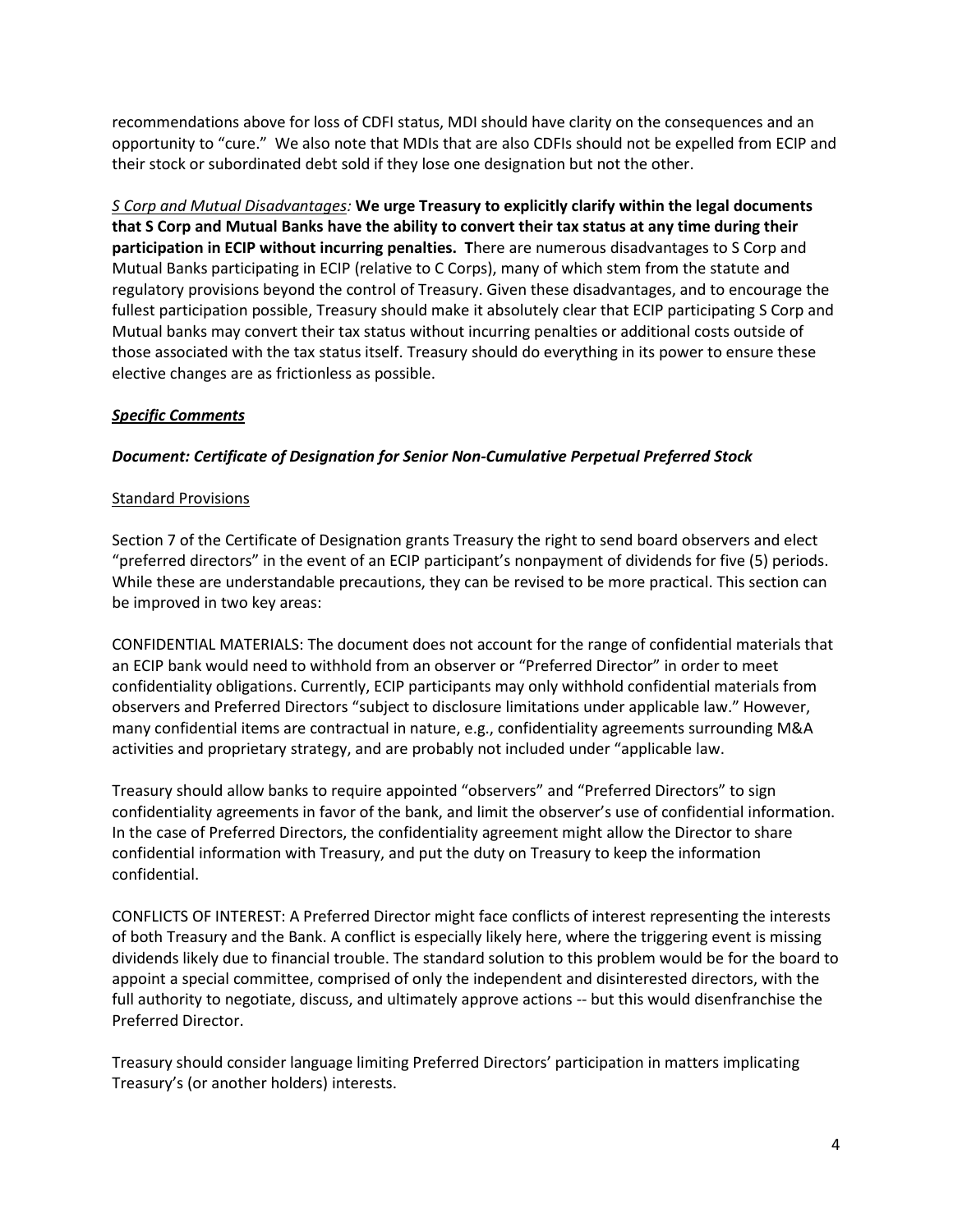recommendations above for loss of CDFI status, MDI should have clarity on the consequences and an opportunity to "cure." We also note that MDIs that are also CDFIs should not be expelled from ECIP and their stock or subordinated debt sold if they lose one designation but not the other.

*S Corp and Mutual Disadvantages:* **We urge Treasury to explicitly clarify within the legal documents that S Corp and Mutual Banks have the ability to convert their tax status at any time during their participation in ECIP without incurring penalties. T**here are numerous disadvantages to S Corp and Mutual Banks participating in ECIP (relative to C Corps), many of which stem from the statute and regulatory provisions beyond the control of Treasury. Given these disadvantages, and to encourage the fullest participation possible, Treasury should make it absolutely clear that ECIP participating S Corp and Mutual banks may convert their tax status without incurring penalties or additional costs outside of those associated with the tax status itself. Treasury should do everything in its power to ensure these elective changes are as frictionless as possible.

***Specific Comments***

***Document: Certificate of Designation for Senior Non-Cumulative Perpetual Preferred Stock***

Standard Provisions

Section 7 of the Certificate of Designation grants Treasury the right to send board observers and elect "preferred directors" in the event of an ECIP participant's nonpayment of dividends for five (5) periods. While these are understandable precautions, they can be revised to be more practical. This section can be improved in two key areas:

CONFIDENTIAL MATERIALS: The document does not account for the range of confidential materials that an ECIP bank would need to withhold from an observer or "Preferred Director" in order to meet confidentiality obligations. Currently, ECIP participants may only withhold confidential materials from observers and Preferred Directors "subject to disclosure limitations under applicable law." However, many confidential items are contractual in nature, e.g., confidentiality agreements surrounding M&A activities and proprietary strategy, and are probably not included under "applicable law.

Treasury should allow banks to require appointed "observers" and "Preferred Directors" to sign confidentiality agreements in favor of the bank, and limit the observer's use of confidential information. In the case of Preferred Directors, the confidentiality agreement might allow the Director to share confidential information with Treasury, and put the duty on Treasury to keep the information confidential.

CONFLICTS OF INTEREST: A Preferred Director might face conflicts of interest representing the interests of both Treasury and the Bank. A conflict is especially likely here, where the triggering event is missing dividends likely due to financial trouble. The standard solution to this problem would be for the board to appoint a special committee, comprised of only the independent and disinterested directors, with the full authority to negotiate, discuss, and ultimately approve actions -- but this would disenfranchise the Preferred Director.

Treasury should consider language limiting Preferred Directors' participation in matters implicating Treasury's (or another holders) interests.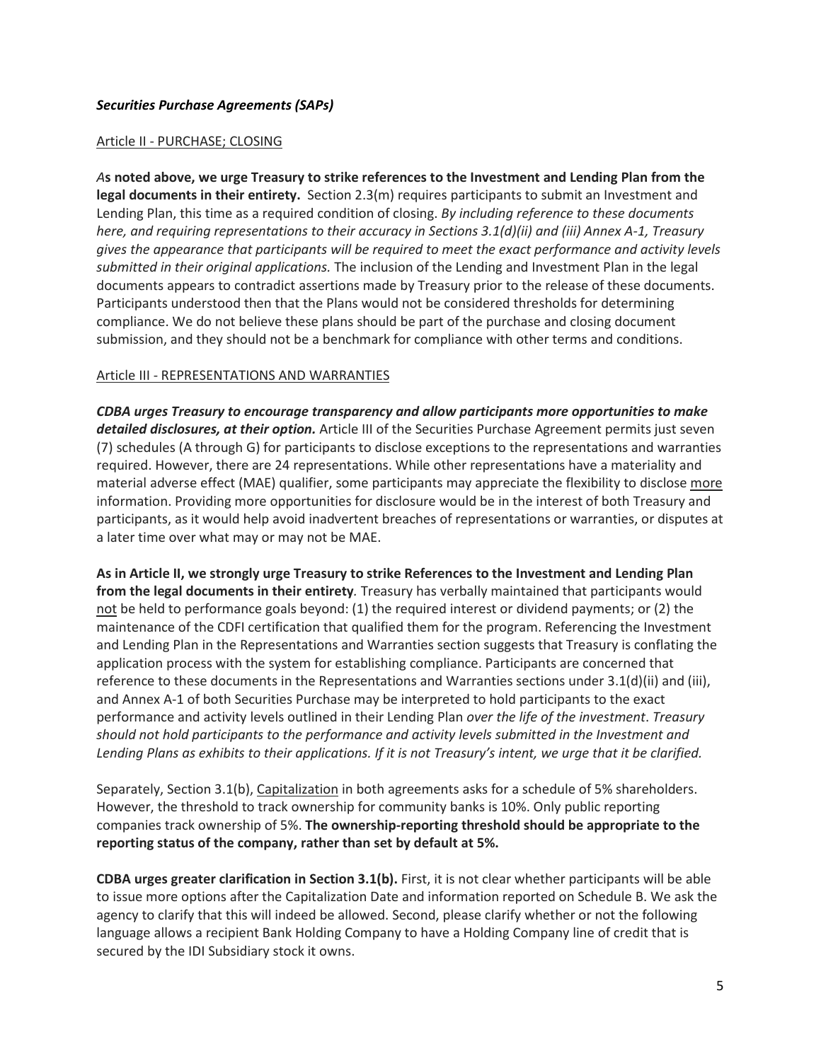***Securities Purchase Agreements (SAPs)***

Article II - PURCHASE; CLOSING

***A*****s noted above, we urge Treasury to strike references to the Investment and Lending Plan from the legal documents in their entirety.** Section 2.3(m) requires participants to submit an Investment and Lending Plan, this time as a required condition of closing. *By including reference to these documents here, and requiring representations to their accuracy in Sections 3.1(d)(ii) and (iii) Annex A-1, Treasury gives the appearance that participants will be required to meet the exact performance and activity levels submitted in their original applications.* The inclusion of the Lending and Investment Plan in the legal documents appears to contradict assertions made by Treasury prior to the release of these documents. Participants understood then that the Plans would not be considered thresholds for determining compliance. We do not believe these plans should be part of the purchase and closing document submission, and they should not be a benchmark for compliance with other terms and conditions.

Article III - REPRESENTATIONS AND WARRANTIES

***CDBA urges Treasury to encourage transparency and allow participants more opportunities to make detailed disclosures, at their option.*** Article III of the Securities Purchase Agreement permits just seven (7) schedules (A through G) for participants to disclose exceptions to the representations and warranties required. However, there are 24 representations. While other representations have a materiality and material adverse effect (MAE) qualifier, some participants may appreciate the flexibility to disclose more information. Providing more opportunities for disclosure would be in the interest of both Treasury and participants, as it would help avoid inadvertent breaches of representations or warranties, or disputes at a later time over what may or may not be MAE.

**As in Article II, we strongly urge Treasury to strike References to the Investment and Lending Plan from the legal documents in their entirety***.* Treasury has verbally maintained that participants would not be held to performance goals beyond: (1) the required interest or dividend payments; or (2) the maintenance of the CDFI certification that qualified them for the program. Referencing the Investment and Lending Plan in the Representations and Warranties section suggests that Treasury is conflating the application process with the system for establishing compliance. Participants are concerned that reference to these documents in the Representations and Warranties sections under 3.1(d)(ii) and (iii), and Annex A-1 of both Securities Purchase may be interpreted to hold participants to the exact performance and activity levels outlined in their Lending Plan *over the life of the investment*. *Treasury should not hold participants to the performance and activity levels submitted in the Investment and Lending Plans as exhibits to their applications. If it is not Treasury's intent, we urge that it be clarified.*

Separately, Section 3.1(b), Capitalization in both agreements asks for a schedule of 5% shareholders. However, the threshold to track ownership for community banks is 10%. Only public reporting companies track ownership of 5%. **The ownership-reporting threshold should be appropriate to the reporting status of the company, rather than set by default at 5%.**

**CDBA urges greater clarification in Section 3.1(b).** First, it is not clear whether participants will be able to issue more options after the Capitalization Date and information reported on Schedule B. We ask the agency to clarify that this will indeed be allowed. Second, please clarify whether or not the following language allows a recipient Bank Holding Company to have a Holding Company line of credit that is secured by the IDI Subsidiary stock it owns.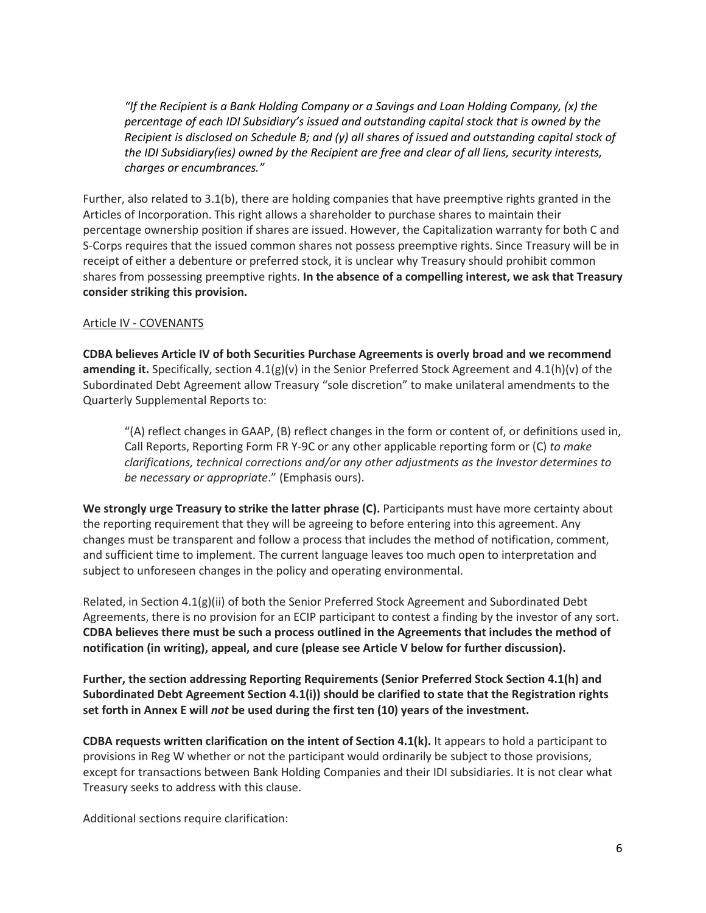> *"If the Recipient is a Bank Holding Company or a Savings and Loan Holding Company, (x) the percentage of each IDI Subsidiary's issued and outstanding capital stock that is owned by the Recipient is disclosed on Schedule B; and (y) all shares of issued and outstanding capital stock of the IDI Subsidiary(ies) owned by the Recipient are free and clear of all liens, security interests, charges or encumbrances."*

Further, also related to 3.1(b), there are holding companies that have preemptive rights granted in the Articles of Incorporation. This right allows a shareholder to purchase shares to maintain their percentage ownership position if shares are issued. However, the Capitalization warranty for both C and S-Corps requires that the issued common shares not possess preemptive rights. Since Treasury will be in receipt of either a debenture or preferred stock, it is unclear why Treasury should prohibit common shares from possessing preemptive rights. **In the absence of a compelling interest, we ask that Treasury consider striking this provision.**

<u>Article IV - COVENANTS</u>

**CDBA believes Article IV of both Securities Purchase Agreements is overly broad and we recommend amending it.** Specifically, section 4.1(g)(v) in the Senior Preferred Stock Agreement and 4.1(h)(v) of the Subordinated Debt Agreement allow Treasury "sole discretion" to make unilateral amendments to the Quarterly Supplemental Reports to:

> "(A) reflect changes in GAAP, (B) reflect changes in the form or content of, or definitions used in, Call Reports, Reporting Form FR Y-9C or any other applicable reporting form or (C) *to make clarifications, technical corrections and/or any other adjustments as the Investor determines to be necessary or appropriate*." (Emphasis ours).

**We strongly urge Treasury to strike the latter phrase (C).** Participants must have more certainty about the reporting requirement that they will be agreeing to before entering into this agreement. Any changes must be transparent and follow a process that includes the method of notification, comment, and sufficient time to implement. The current language leaves too much open to interpretation and subject to unforeseen changes in the policy and operating environmental.

Related, in Section 4.1(g)(ii) of both the Senior Preferred Stock Agreement and Subordinated Debt Agreements, there is no provision for an ECIP participant to contest a finding by the investor of any sort. **CDBA believes there must be such a process outlined in the Agreements that includes the method of notification (in writing), appeal, and cure (please see Article V below for further discussion).**

**Further, the section addressing Reporting Requirements (Senior Preferred Stock Section 4.1(h) and Subordinated Debt Agreement Section 4.1(i)) should be clarified to state that the Registration rights set forth in Annex E will *not* be used during the first ten (10) years of the investment.**

**CDBA requests written clarification on the intent of Section 4.1(k).** It appears to hold a participant to provisions in Reg W whether or not the participant would ordinarily be subject to those provisions, except for transactions between Bank Holding Companies and their IDI subsidiaries. It is not clear what Treasury seeks to address with this clause.

Additional sections require clarification: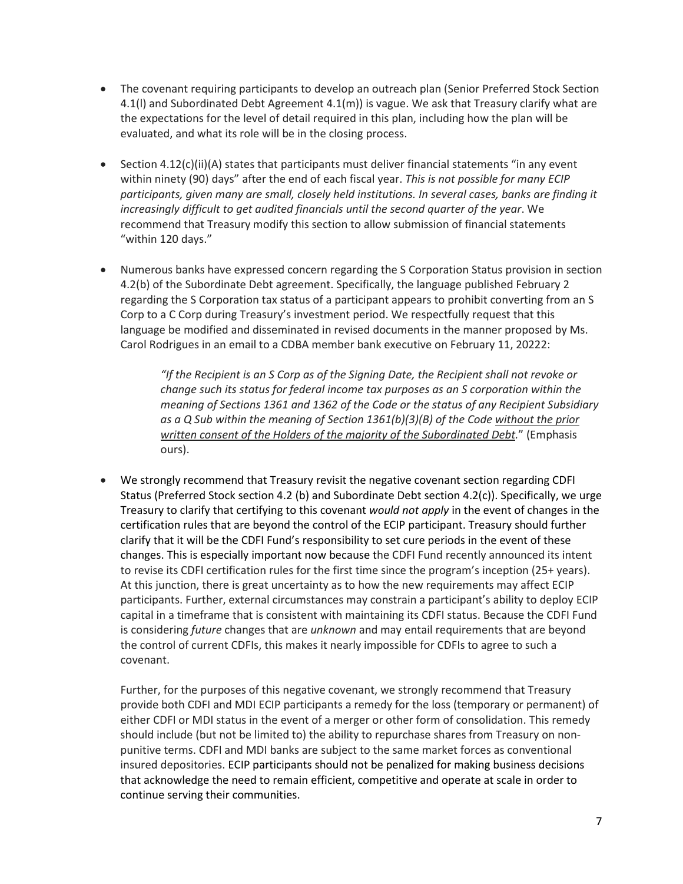- The covenant requiring participants to develop an outreach plan (Senior Preferred Stock Section 4.1(l) and Subordinated Debt Agreement 4.1(m)) is vague. We ask that Treasury clarify what are the expectations for the level of detail required in this plan, including how the plan will be evaluated, and what its role will be in the closing process.

- Section 4.12(c)(ii)(A) states that participants must deliver financial statements "in any event within ninety (90) days" after the end of each fiscal year. *This is not possible for many ECIP participants, given many are small, closely held institutions. In several cases, banks are finding it increasingly difficult to get audited financials until the second quarter of the year*. We recommend that Treasury modify this section to allow submission of financial statements "within 120 days."

- Numerous banks have expressed concern regarding the S Corporation Status provision in section 4.2(b) of the Subordinate Debt agreement. Specifically, the language published February 2 regarding the S Corporation tax status of a participant appears to prohibit converting from an S Corp to a C Corp during Treasury's investment period. We respectfully request that this language be modified and disseminated in revised documents in the manner proposed by Ms. Carol Rodrigues in an email to a CDBA member bank executive on February 11, 20222:

  > *"If the Recipient is an S Corp as of the Signing Date, the Recipient shall not revoke or change such its status for federal income tax purposes as an S corporation within the meaning of Sections 1361 and 1362 of the Code or the status of any Recipient Subsidiary as a Q Sub within the meaning of Section 1361(b)(3)(B) of the Code <u>without the prior written consent of the Holders of the majority of the Subordinated Debt</u>.*" (Emphasis ours).

- We strongly recommend that Treasury revisit the negative covenant section regarding CDFI Status (Preferred Stock section 4.2 (b) and Subordinate Debt section 4.2(c)). Specifically, we urge Treasury to clarify that certifying to this covenant *would not apply* in the event of changes in the certification rules that are beyond the control of the ECIP participant. Treasury should further clarify that it will be the CDFI Fund's responsibility to set cure periods in the event of these changes. This is especially important now because the CDFI Fund recently announced its intent to revise its CDFI certification rules for the first time since the program's inception (25+ years). At this junction, there is great uncertainty as to how the new requirements may affect ECIP participants. Further, external circumstances may constrain a participant's ability to deploy ECIP capital in a timeframe that is consistent with maintaining its CDFI status. Because the CDFI Fund is considering *future* changes that are *unknown* and may entail requirements that are beyond the control of current CDFIs, this makes it nearly impossible for CDFIs to agree to such a covenant.

  Further, for the purposes of this negative covenant, we strongly recommend that Treasury provide both CDFI and MDI ECIP participants a remedy for the loss (temporary or permanent) of either CDFI or MDI status in the event of a merger or other form of consolidation. This remedy should include (but not be limited to) the ability to repurchase shares from Treasury on non-punitive terms. CDFI and MDI banks are subject to the same market forces as conventional insured depositories. ECIP participants should not be penalized for making business decisions that acknowledge the need to remain efficient, competitive and operate at scale in order to continue serving their communities.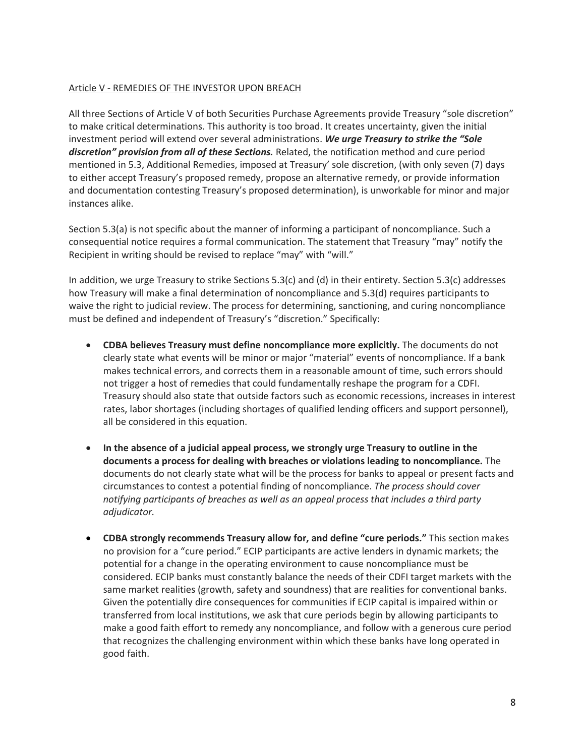<u>Article V - REMEDIES OF THE INVESTOR UPON BREACH</u>

All three Sections of Article V of both Securities Purchase Agreements provide Treasury "sole discretion" to make critical determinations. This authority is too broad. It creates uncertainty, given the initial investment period will extend over several administrations. ***We urge Treasury to strike the "Sole discretion" provision from all of these Sections.*** Related, the notification method and cure period mentioned in 5.3, Additional Remedies, imposed at Treasury' sole discretion, (with only seven (7) days to either accept Treasury's proposed remedy, propose an alternative remedy, or provide information and documentation contesting Treasury's proposed determination), is unworkable for minor and major instances alike.

Section 5.3(a) is not specific about the manner of informing a participant of noncompliance. Such a consequential notice requires a formal communication. The statement that Treasury "may" notify the Recipient in writing should be revised to replace "may" with "will."

In addition, we urge Treasury to strike Sections 5.3(c) and (d) in their entirety. Section 5.3(c) addresses how Treasury will make a final determination of noncompliance and 5.3(d) requires participants to waive the right to judicial review. The process for determining, sanctioning, and curing noncompliance must be defined and independent of Treasury's "discretion." Specifically:

- **CDBA believes Treasury must define noncompliance more explicitly.** The documents do not clearly state what events will be minor or major "material" events of noncompliance. If a bank makes technical errors, and corrects them in a reasonable amount of time, such errors should not trigger a host of remedies that could fundamentally reshape the program for a CDFI. Treasury should also state that outside factors such as economic recessions, increases in interest rates, labor shortages (including shortages of qualified lending officers and support personnel), all be considered in this equation.

- **In the absence of a judicial appeal process, we strongly urge Treasury to outline in the documents a process for dealing with breaches or violations leading to noncompliance.** The documents do not clearly state what will be the process for banks to appeal or present facts and circumstances to contest a potential finding of noncompliance. *The process should cover notifying participants of breaches as well as an appeal process that includes a third party adjudicator.*

- **CDBA strongly recommends Treasury allow for, and define "cure periods."** This section makes no provision for a "cure period." ECIP participants are active lenders in dynamic markets; the potential for a change in the operating environment to cause noncompliance must be considered. ECIP banks must constantly balance the needs of their CDFI target markets with the same market realities (growth, safety and soundness) that are realities for conventional banks. Given the potentially dire consequences for communities if ECIP capital is impaired within or transferred from local institutions, we ask that cure periods begin by allowing participants to make a good faith effort to remedy any noncompliance, and follow with a generous cure period that recognizes the challenging environment within which these banks have long operated in good faith.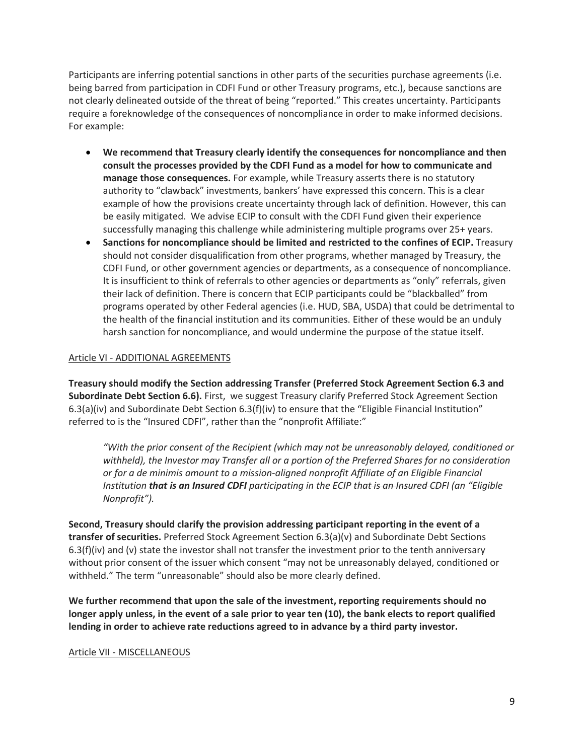Participants are inferring potential sanctions in other parts of the securities purchase agreements (i.e. being barred from participation in CDFI Fund or other Treasury programs, etc.), because sanctions are not clearly delineated outside of the threat of being "reported." This creates uncertainty. Participants require a foreknowledge of the consequences of noncompliance in order to make informed decisions. For example:

- **We recommend that Treasury clearly identify the consequences for noncompliance and then consult the processes provided by the CDFI Fund as a model for how to communicate and manage those consequences.** For example, while Treasury asserts there is no statutory authority to "clawback" investments, bankers' have expressed this concern. This is a clear example of how the provisions create uncertainty through lack of definition. However, this can be easily mitigated. We advise ECIP to consult with the CDFI Fund given their experience successfully managing this challenge while administering multiple programs over 25+ years.
- **Sanctions for noncompliance should be limited and restricted to the confines of ECIP.** Treasury should not consider disqualification from other programs, whether managed by Treasury, the CDFI Fund, or other government agencies or departments, as a consequence of noncompliance. It is insufficient to think of referrals to other agencies or departments as "only" referrals, given their lack of definition. There is concern that ECIP participants could be "blackballed" from programs operated by other Federal agencies (i.e. HUD, SBA, USDA) that could be detrimental to the health of the financial institution and its communities. Either of these would be an unduly harsh sanction for noncompliance, and would undermine the purpose of the statue itself.

Article VI - ADDITIONAL AGREEMENTS

**Treasury should modify the Section addressing Transfer (Preferred Stock Agreement Section 6.3 and Subordinate Debt Section 6.6).** First, we suggest Treasury clarify Preferred Stock Agreement Section 6.3(a)(iv) and Subordinate Debt Section 6.3(f)(iv) to ensure that the "Eligible Financial Institution" referred to is the "Insured CDFI", rather than the "nonprofit Affiliate:"

> *"With the prior consent of the Recipient (which may not be unreasonably delayed, conditioned or withheld), the Investor may Transfer all or a portion of the Preferred Shares for no consideration or for a de minimis amount to a mission-aligned nonprofit Affiliate of an Eligible Financial Institution* ***that is an Insured CDFI*** *participating in the ECIP ~~that is an Insured CDFI~~ (an "Eligible Nonprofit").*

**Second, Treasury should clarify the provision addressing participant reporting in the event of a transfer of securities.** Preferred Stock Agreement Section 6.3(a)(v) and Subordinate Debt Sections 6.3(f)(iv) and (v) state the investor shall not transfer the investment prior to the tenth anniversary without prior consent of the issuer which consent "may not be unreasonably delayed, conditioned or withheld." The term "unreasonable" should also be more clearly defined.

**We further recommend that upon the sale of the investment, reporting requirements should no longer apply unless, in the event of a sale prior to year ten (10), the bank elects to report qualified lending in order to achieve rate reductions agreed to in advance by a third party investor.**

Article VII - MISCELLANEOUS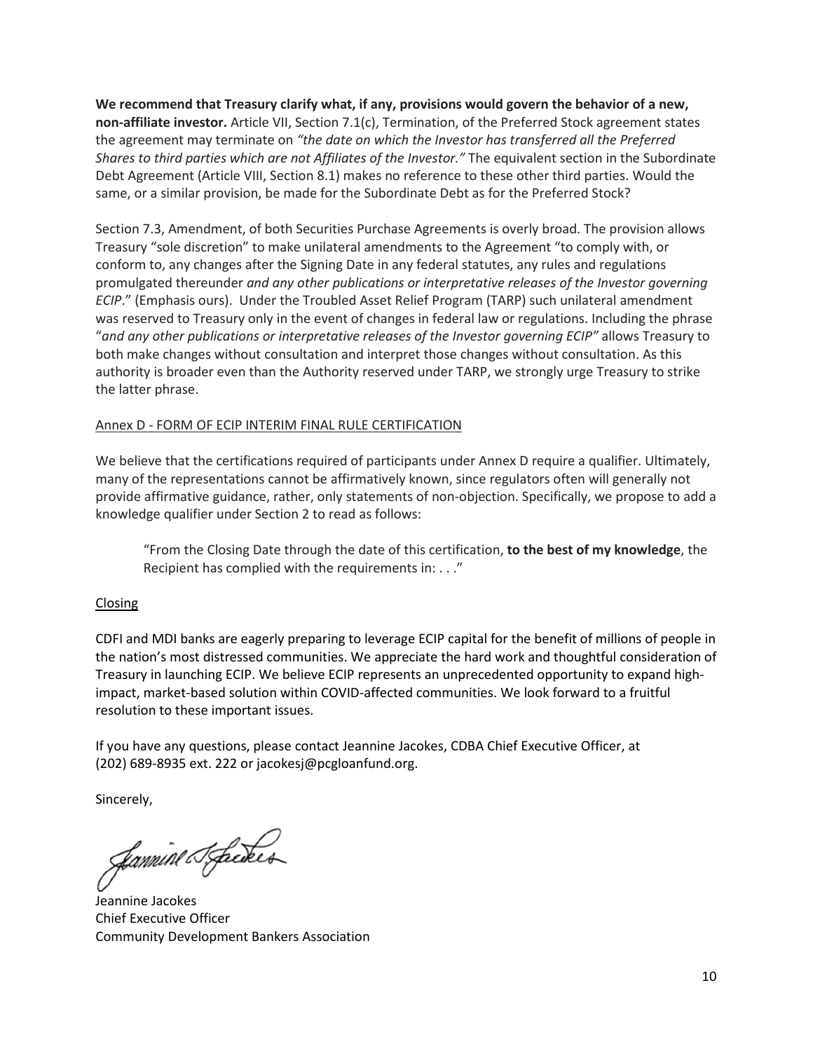**We recommend that Treasury clarify what, if any, provisions would govern the behavior of a new, non-affiliate investor.** Article VII, Section 7.1(c), Termination, of the Preferred Stock agreement states the agreement may terminate on *"the date on which the Investor has transferred all the Preferred Shares to third parties which are not Affiliates of the Investor."* The equivalent section in the Subordinate Debt Agreement (Article VIII, Section 8.1) makes no reference to these other third parties. Would the same, or a similar provision, be made for the Subordinate Debt as for the Preferred Stock?

Section 7.3, Amendment, of both Securities Purchase Agreements is overly broad. The provision allows Treasury "sole discretion" to make unilateral amendments to the Agreement "to comply with, or conform to, any changes after the Signing Date in any federal statutes, any rules and regulations promulgated thereunder *and any other publications or interpretative releases of the Investor governing ECIP*." (Emphasis ours). Under the Troubled Asset Relief Program (TARP) such unilateral amendment was reserved to Treasury only in the event of changes in federal law or regulations. Including the phrase "*and any other publications or interpretative releases of the Investor governing ECIP"* allows Treasury to both make changes without consultation and interpret those changes without consultation. As this authority is broader even than the Authority reserved under TARP, we strongly urge Treasury to strike the latter phrase.

<u>Annex D - FORM OF ECIP INTERIM FINAL RULE CERTIFICATION</u>

We believe that the certifications required of participants under Annex D require a qualifier. Ultimately, many of the representations cannot be affirmatively known, since regulators often will generally not provide affirmative guidance, rather, only statements of non-objection. Specifically, we propose to add a knowledge qualifier under Section 2 to read as follows:

> "From the Closing Date through the date of this certification, **to the best of my knowledge**, the Recipient has complied with the requirements in: . . ."

<u>Closing</u>

CDFI and MDI banks are eagerly preparing to leverage ECIP capital for the benefit of millions of people in the nation's most distressed communities. We appreciate the hard work and thoughtful consideration of Treasury in launching ECIP. We believe ECIP represents an unprecedented opportunity to expand high-impact, market-based solution within COVID-affected communities. We look forward to a fruitful resolution to these important issues.

If you have any questions, please contact Jeannine Jacokes, CDBA Chief Executive Officer, at (202) 689-8935 ext. 222 or jacokesj@pcgloanfund.org.

Sincerely,

Jeannine Jacokes
Chief Executive Officer
Community Development Bankers Association